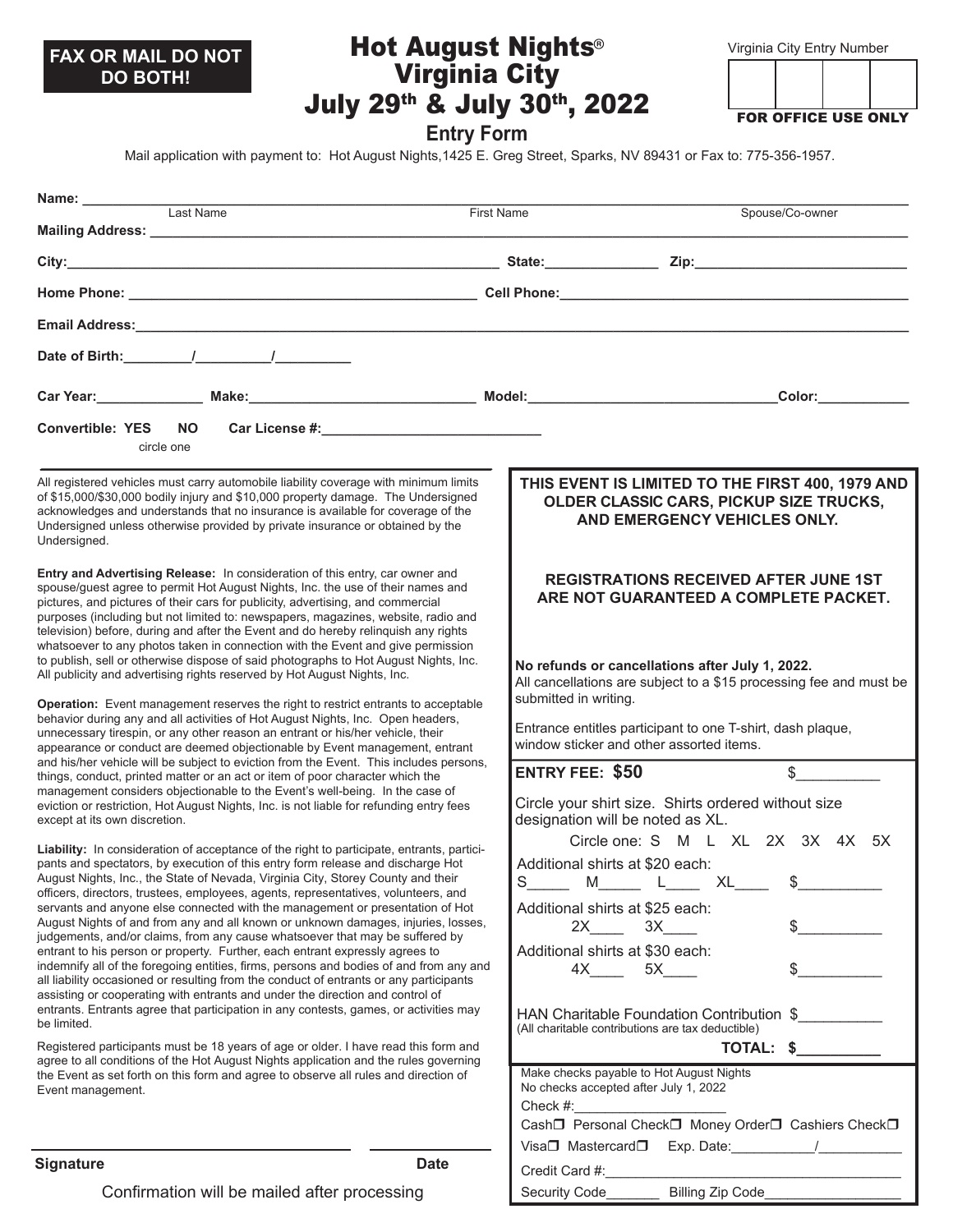**FAX OR MAIL DO NOT DO BOTH!**

# Hot August Nights® Virginia City

# July 29th & July 30th, 2022

## Entry Form

Virginia City Entry Number

| | | | |
|---|---|---|---|
| | | | |

FOR OFFICE USE ONLY

Mail application with payment to: Hot August Nights,1425 E. Greg Street, Sparks, NV 89431 or Fax to: 775-356-1957.

**Name:** ______________________________________________________________
Last Name First Name Spouse/Co-owner

**Mailing Address:** ______________________________________________________________

**City:**______________________________________ **State:**______________ **Zip:**____________________________

**Home Phone:** ______________________________________ **Cell Phone:**______________________________________

**Email Address:**______________________________________________________________

**Date of Birth:**________/_________/_________

**Car Year:**______________ **Make:**______________________________ **Model:**________________________________**Color:**____________

**Convertible: YES NO** (circle one) **Car License #:**____________________________

All registered vehicles must carry automobile liability coverage with minimum limits of $15,000/$30,000 bodily injury and $10,000 property damage. The Undersigned acknowledges and understands that no insurance is available for coverage of the Undersigned unless otherwise provided by private insurance or obtained by the Undersigned.

**Entry and Advertising Release:** In consideration of this entry, car owner and spouse/guest agree to permit Hot August Nights, Inc. the use of their names and pictures, and pictures of their cars for publicity, advertising, and commercial purposes (including but not limited to: newspapers, magazines, website, radio and television) before, during and after the Event and do hereby relinquish any rights whatsoever to any photos taken in connection with the Event and give permission to publish, sell or otherwise dispose of said photographs to Hot August Nights, Inc. All publicity and advertising rights reserved by Hot August Nights, Inc.

**Operation:** Event management reserves the right to restrict entrants to acceptable behavior during any and all activities of Hot August Nights, Inc. Open headers, unnecessary tirespin, or any other reason an entrant or his/her vehicle, their appearance or conduct are deemed objectionable by Event management, entrant and his/her vehicle will be subject to eviction from the Event. This includes persons, things, conduct, printed matter or an act or item of poor character which the management considers objectionable to the Event's well-being. In the case of eviction or restriction, Hot August Nights, Inc. is not liable for refunding entry fees except at its own discretion.

**Liability:** In consideration of acceptance of the right to participate, entrants, participants and spectators, by execution of this entry form release and discharge Hot August Nights, Inc., the State of Nevada, Virginia City, Storey County and their officers, directors, trustees, employees, agents, representatives, volunteers, and servants and anyone else connected with the management or presentation of Hot August Nights of and from any and all known or unknown damages, injuries, losses, judgements, and/or claims, from any cause whatsoever that may be suffered by entrant to his person or property. Further, each entrant expressly agrees to indemnify all of the foregoing entities, firms, persons and bodies of and from any and all liability occasioned or resulting from the conduct of entrants or any participants assisting or cooperating with entrants and under the direction and control of entrants. Entrants agree that participation in any contests, games, or activities may be limited.

Registered participants must be 18 years of age or older. I have read this form and agree to all conditions of the Hot August Nights application and the rules governing the Event as set forth on this form and agree to observe all rules and direction of Event management.

______________________________ ______________
**Signature** **Date**

Confirmation will be mailed after processing

**THIS EVENT IS LIMITED TO THE FIRST 400, 1979 AND OLDER CLASSIC CARS, PICKUP SIZE TRUCKS, AND EMERGENCY VEHICLES ONLY.**

**REGISTRATIONS RECEIVED AFTER JUNE 1ST ARE NOT GUARANTEED A COMPLETE PACKET.**

**No refunds or cancellations after July 1, 2022.**
All cancellations are subject to a $15 processing fee and must be submitted in writing.

Entrance entitles participant to one T-shirt, dash plaque, window sticker and other assorted items.

**ENTRY FEE: $50** $__________

Circle your shirt size. Shirts ordered without size designation will be noted as XL.

Circle one: S M L XL 2X 3X 4X 5X

Additional shirts at $20 each:
S_____ M_____ L____ XL____ $__________

Additional shirts at $25 each:
2X____ 3X____ $__________

Additional shirts at $30 each:
4X____ 5X____ $__________

HAN Charitable Foundation Contribution $__________
(All charitable contributions are tax deductible)

**TOTAL: $__________**

Make checks payable to Hot August Nights
No checks accepted after July 1, 2022

Check #:____________________

Cash☐ Personal Check☐ Money Order☐ Cashiers Check☐

Visa☐ Mastercard☐ Exp. Date:__________/__________

Credit Card #:______________________________________

Security Code_______ Billing Zip Code__________________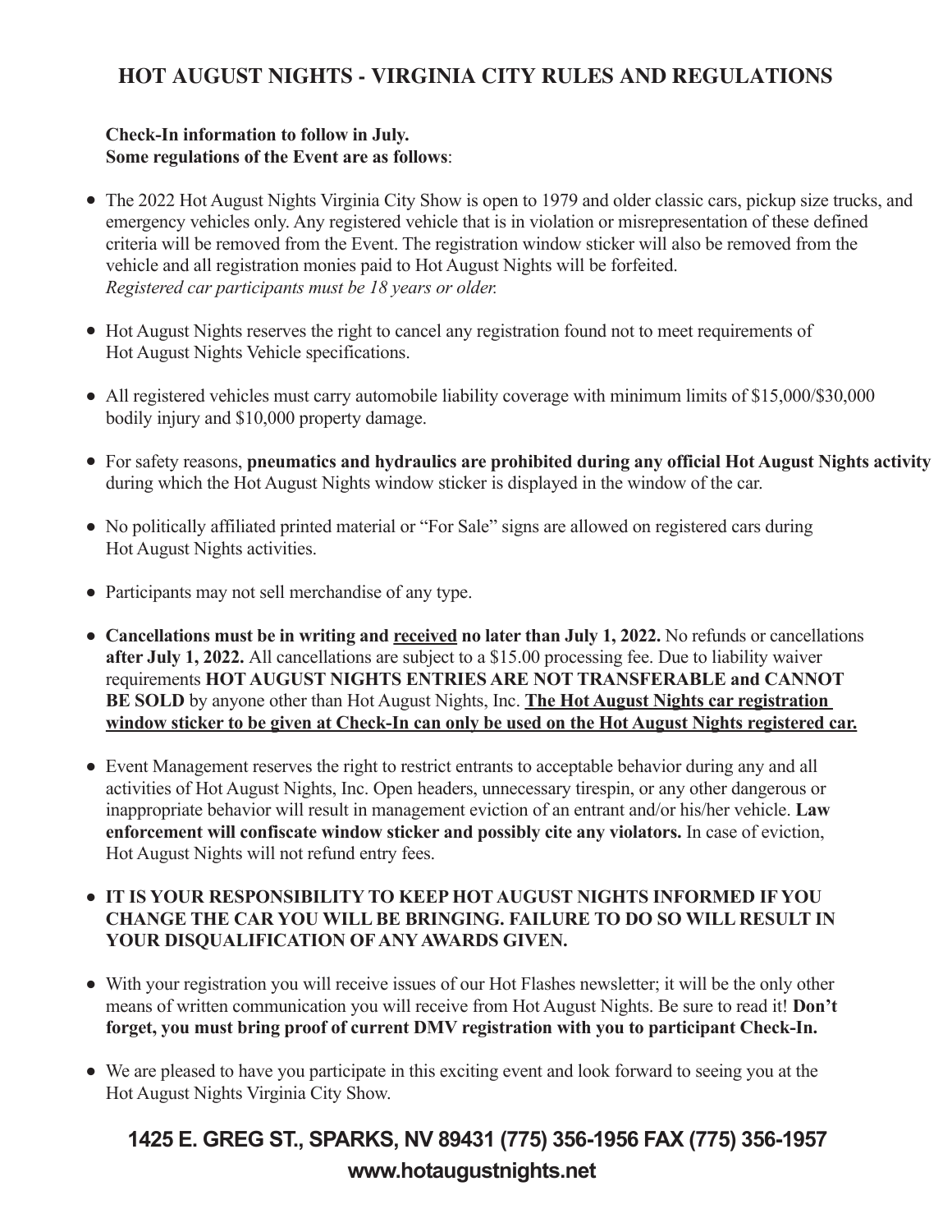# HOT AUGUST NIGHTS - VIRGINIA CITY RULES AND REGULATIONS

**Check-In information to follow in July.**
**Some regulations of the Event are as follows**:

- The 2022 Hot August Nights Virginia City Show is open to 1979 and older classic cars, pickup size trucks, and emergency vehicles only. Any registered vehicle that is in violation or misrepresentation of these defined criteria will be removed from the Event. The registration window sticker will also be removed from the vehicle and all registration monies paid to Hot August Nights will be forfeited.
  *Registered car participants must be 18 years or older.*

- Hot August Nights reserves the right to cancel any registration found not to meet requirements of Hot August Nights Vehicle specifications.

- All registered vehicles must carry automobile liability coverage with minimum limits of $15,000/$30,000 bodily injury and $10,000 property damage.

- For safety reasons, **pneumatics and hydraulics are prohibited during any official Hot August Nights activity** during which the Hot August Nights window sticker is displayed in the window of the car.

- No politically affiliated printed material or "For Sale" signs are allowed on registered cars during Hot August Nights activities.

- Participants may not sell merchandise of any type.

- **Cancellations must be in writing and <u>received</u> no later than July 1, 2022.** No refunds or cancellations **after July 1, 2022.** All cancellations are subject to a $15.00 processing fee. Due to liability waiver requirements **HOT AUGUST NIGHTS ENTRIES ARE NOT TRANSFERABLE and CANNOT BE SOLD** by anyone other than Hot August Nights, Inc. **<u>The Hot August Nights car registration window sticker to be given at Check-In can only be used on the Hot August Nights registered car.</u>**

- Event Management reserves the right to restrict entrants to acceptable behavior during any and all activities of Hot August Nights, Inc. Open headers, unnecessary tirespin, or any other dangerous or inappropriate behavior will result in management eviction of an entrant and/or his/her vehicle. **Law enforcement will confiscate window sticker and possibly cite any violators.** In case of eviction, Hot August Nights will not refund entry fees.

- **IT IS YOUR RESPONSIBILITY TO KEEP HOT AUGUST NIGHTS INFORMED IF YOU CHANGE THE CAR YOU WILL BE BRINGING. FAILURE TO DO SO WILL RESULT IN YOUR DISQUALIFICATION OF ANY AWARDS GIVEN.**

- With your registration you will receive issues of our Hot Flashes newsletter; it will be the only other means of written communication you will receive from Hot August Nights. Be sure to read it! **Don't forget, you must bring proof of current DMV registration with you to participant Check-In.**

- We are pleased to have you participate in this exciting event and look forward to seeing you at the Hot August Nights Virginia City Show.

**1425 E. GREG ST., SPARKS, NV 89431 (775) 356-1956 FAX (775) 356-1957**
**www.hotaugustnights.net**